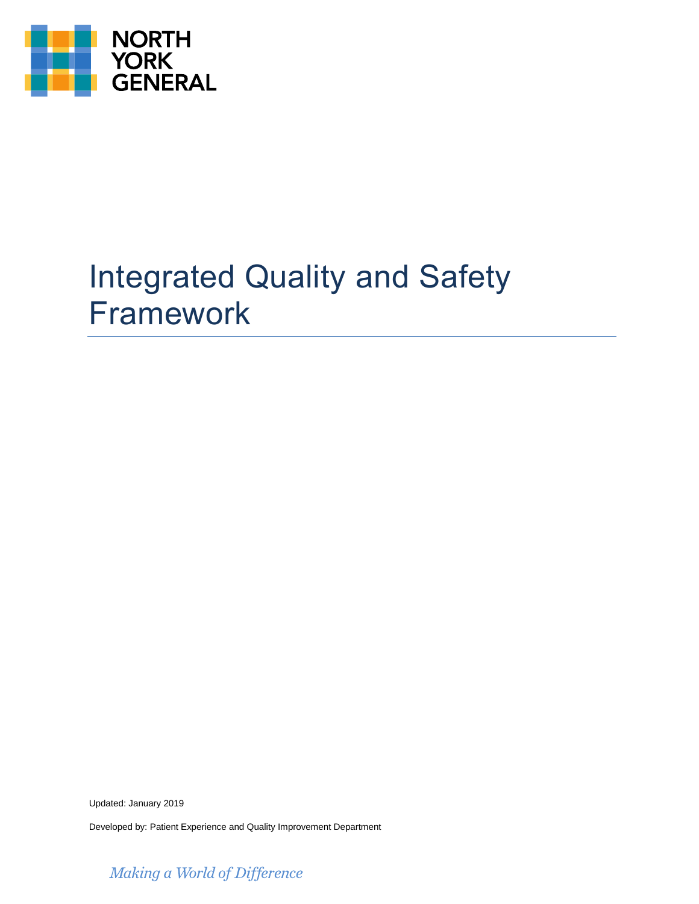NORTH YORK GENERAL

# Integrated Quality and Safety Framework

Updated: January 2019

Developed by: Patient Experience and Quality Improvement Department

*Making a World of Difference*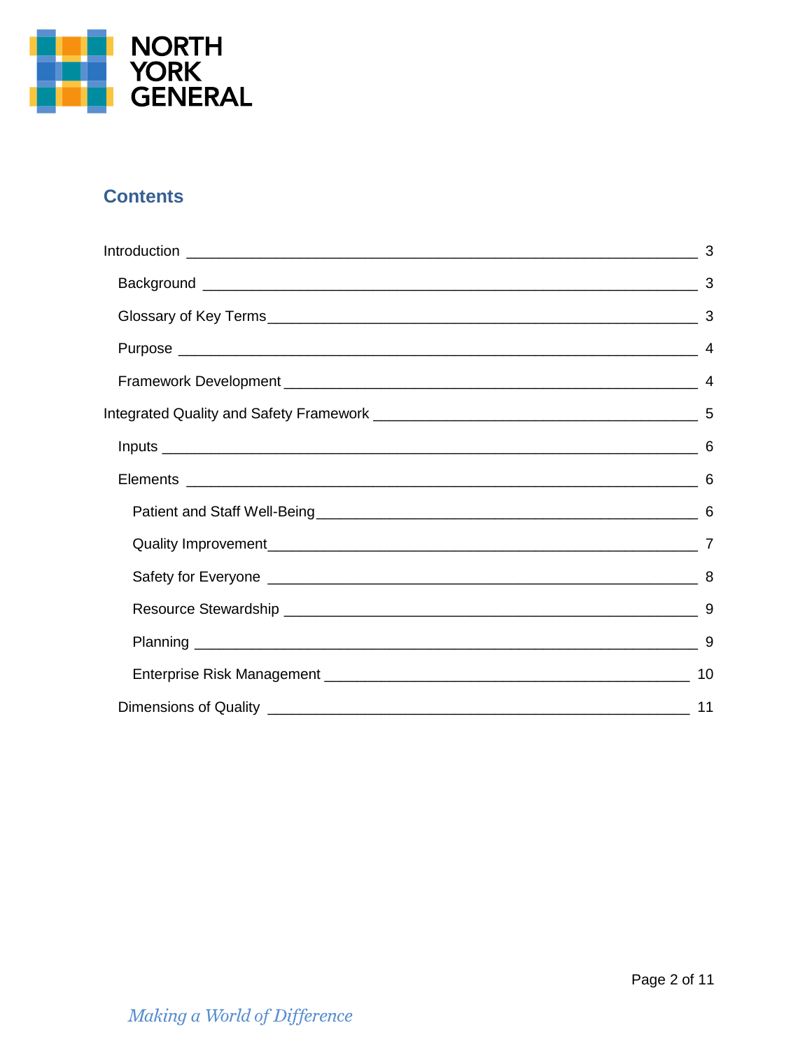## Contents

Introduction ____________________________________________ 3

- Background ____________________________________________ 3
- Glossary of Key Terms ____________________________________________ 3
- Purpose ____________________________________________ 4
- Framework Development ____________________________________________ 4

Integrated Quality and Safety Framework ____________________________________________ 5

- Inputs ____________________________________________ 6
- Elements ____________________________________________ 6
  - Patient and Staff Well-Being ____________________________________________ 6
  - Quality Improvement ____________________________________________ 7
  - Safety for Everyone ____________________________________________ 8
  - Resource Stewardship ____________________________________________ 9
  - Planning ____________________________________________ 9
  - Enterprise Risk Management ____________________________________________ 10
- Dimensions of Quality ____________________________________________ 11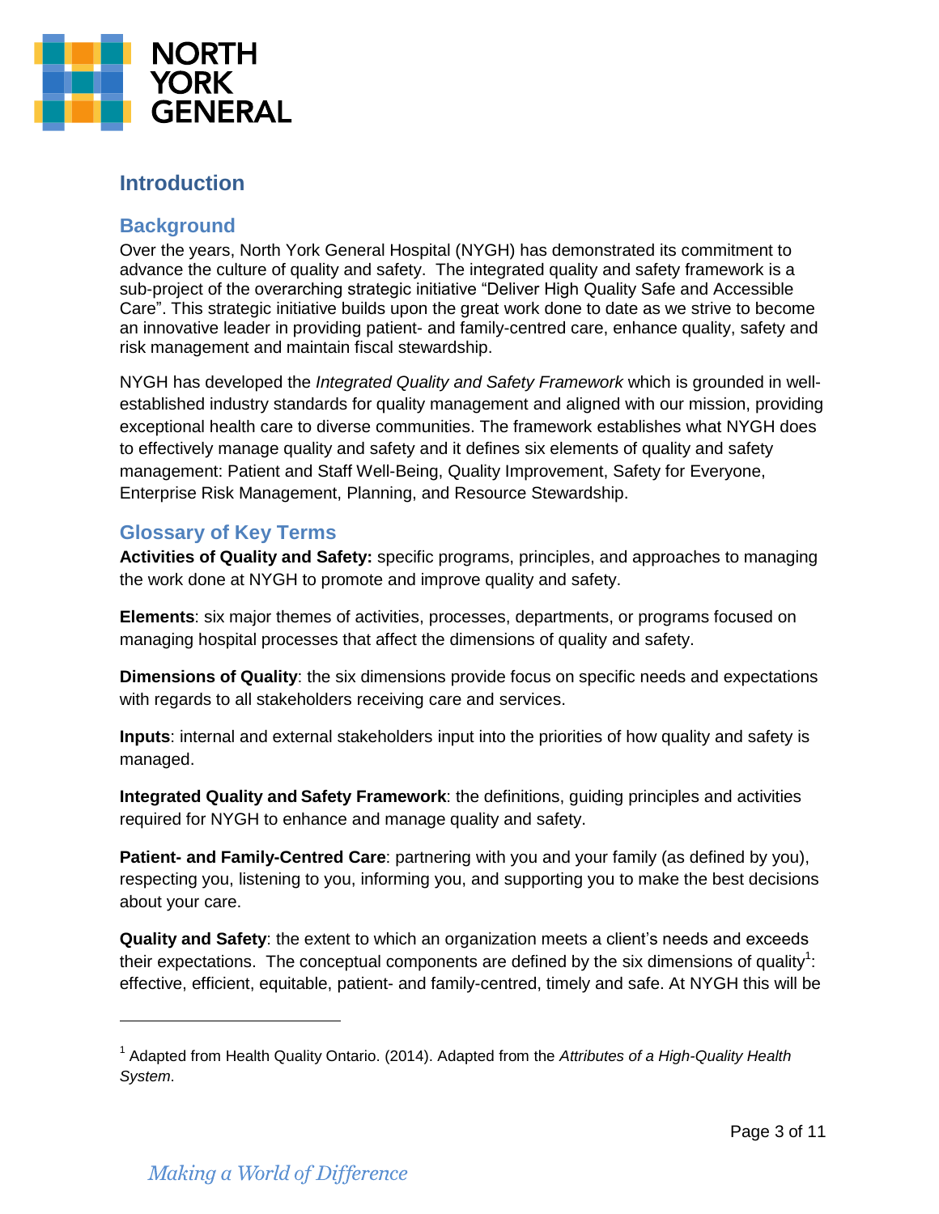# Introduction

## Background

Over the years, North York General Hospital (NYGH) has demonstrated its commitment to advance the culture of quality and safety. The integrated quality and safety framework is a sub-project of the overarching strategic initiative "Deliver High Quality Safe and Accessible Care". This strategic initiative builds upon the great work done to date as we strive to become an innovative leader in providing patient- and family-centred care, enhance quality, safety and risk management and maintain fiscal stewardship.

NYGH has developed the *Integrated Quality and Safety Framework* which is grounded in well-established industry standards for quality management and aligned with our mission, providing exceptional health care to diverse communities. The framework establishes what NYGH does to effectively manage quality and safety and it defines six elements of quality and safety management: Patient and Staff Well-Being, Quality Improvement, Safety for Everyone, Enterprise Risk Management, Planning, and Resource Stewardship.

## Glossary of Key Terms

**Activities of Quality and Safety:** specific programs, principles, and approaches to managing the work done at NYGH to promote and improve quality and safety.

**Elements**: six major themes of activities, processes, departments, or programs focused on managing hospital processes that affect the dimensions of quality and safety.

**Dimensions of Quality**: the six dimensions provide focus on specific needs and expectations with regards to all stakeholders receiving care and services.

**Inputs**: internal and external stakeholders input into the priorities of how quality and safety is managed.

**Integrated Quality and Safety Framework**: the definitions, guiding principles and activities required for NYGH to enhance and manage quality and safety.

**Patient- and Family-Centred Care**: partnering with you and your family (as defined by you), respecting you, listening to you, informing you, and supporting you to make the best decisions about your care.

**Quality and Safety**: the extent to which an organization meets a client's needs and exceeds their expectations. The conceptual components are defined by the six dimensions of quality[1]: effective, efficient, equitable, patient- and family-centred, timely and safe. At NYGH this will be

---

[1] Adapted from Health Quality Ontario. (2014). Adapted from the *Attributes of a High-Quality Health System*.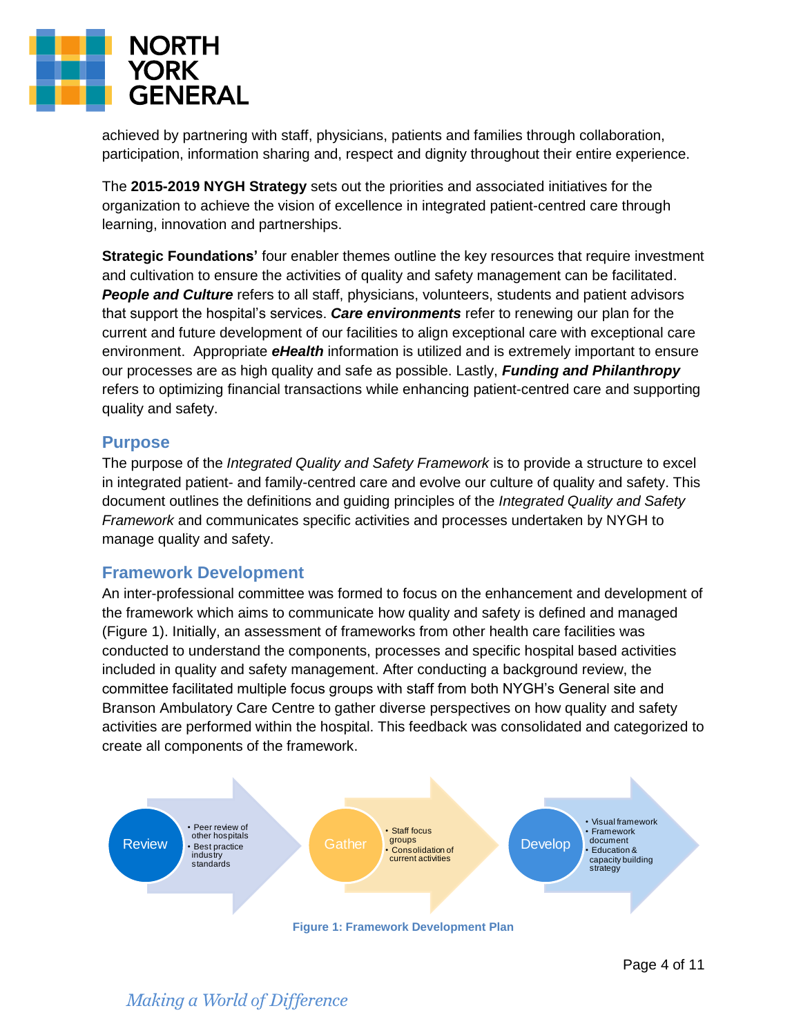achieved by partnering with staff, physicians, patients and families through collaboration, participation, information sharing and, respect and dignity throughout their entire experience.

The **2015-2019 NYGH Strategy** sets out the priorities and associated initiatives for the organization to achieve the vision of excellence in integrated patient-centred care through learning, innovation and partnerships.

**Strategic Foundations'** four enabler themes outline the key resources that require investment and cultivation to ensure the activities of quality and safety management can be facilitated. ***People and Culture*** refers to all staff, physicians, volunteers, students and patient advisors that support the hospital's services. ***Care environments*** refer to renewing our plan for the current and future development of our facilities to align exceptional care with exceptional care environment. Appropriate ***eHealth*** information is utilized and is extremely important to ensure our processes are as high quality and safe as possible. Lastly, ***Funding and Philanthropy*** refers to optimizing financial transactions while enhancing patient-centred care and supporting quality and safety.

## Purpose

The purpose of the *Integrated Quality and Safety Framework* is to provide a structure to excel in integrated patient- and family-centred care and evolve our culture of quality and safety. This document outlines the definitions and guiding principles of the *Integrated Quality and Safety Framework* and communicates specific activities and processes undertaken by NYGH to manage quality and safety.

## Framework Development

An inter-professional committee was formed to focus on the enhancement and development of the framework which aims to communicate how quality and safety is defined and managed (Figure 1). Initially, an assessment of frameworks from other health care facilities was conducted to understand the components, processes and specific hospital based activities included in quality and safety management. After conducting a background review, the committee facilitated multiple focus groups with staff from both NYGH's General site and Branson Ambulatory Care Centre to gather diverse perspectives on how quality and safety activities are performed within the hospital. This feedback was consolidated and categorized to create all components of the framework.

**Review**
- Peer review of other hospitals
- Best practice industry standards

**Gather**
- Staff focus groups
- Consolidation of current activities

**Develop**
- Visual framework
- Framework document
- Education & capacity building strategy

**Figure 1: Framework Development Plan**

*Making a World of Difference*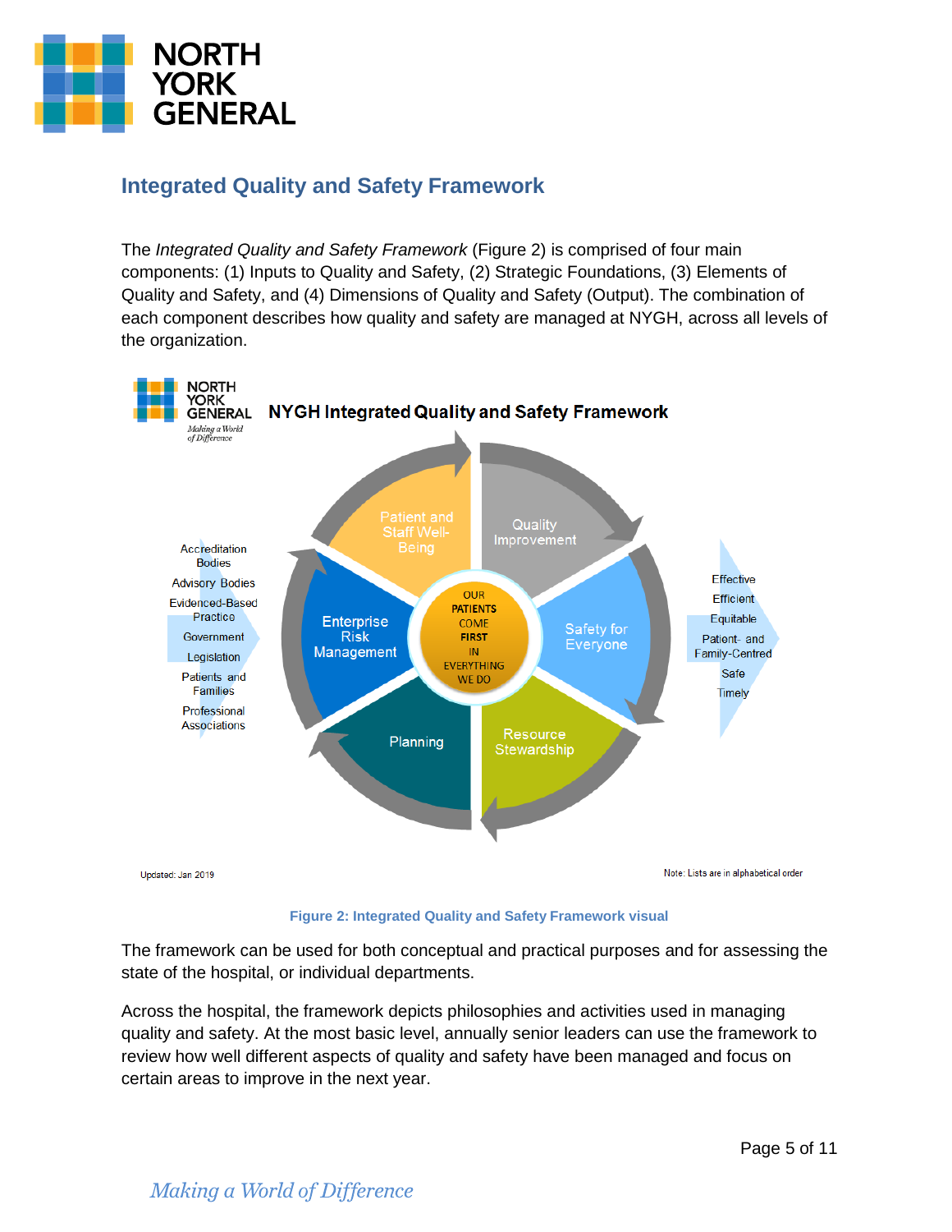## Integrated Quality and Safety Framework

The *Integrated Quality and Safety Framework* (Figure 2) is comprised of four main components: (1) Inputs to Quality and Safety, (2) Strategic Foundations, (3) Elements of Quality and Safety, and (4) Dimensions of Quality and Safety (Output). The combination of each component describes how quality and safety are managed at NYGH, across all levels of the organization.

**NYGH Integrated Quality and Safety Framework**

Accreditation Bodies
Advisory Bodies
Evidenced-Based Practice
Government
Legislation
Patients and Families
Professional Associations

Patient and Staff Well-Being
Quality Improvement
Safety for Everyone
Resource Stewardship
Planning
Enterprise Risk Management

OUR PATIENTS COME FIRST IN EVERYTHING WE DO

Effective
Efficient
Equitable
Patient- and Family-Centred
Safe
Timely

Updated: Jan 2019

Note: Lists are in alphabetical order

**Figure 2: Integrated Quality and Safety Framework visual**

The framework can be used for both conceptual and practical purposes and for assessing the state of the hospital, or individual departments.

Across the hospital, the framework depicts philosophies and activities used in managing quality and safety. At the most basic level, annually senior leaders can use the framework to review how well different aspects of quality and safety have been managed and focus on certain areas to improve in the next year.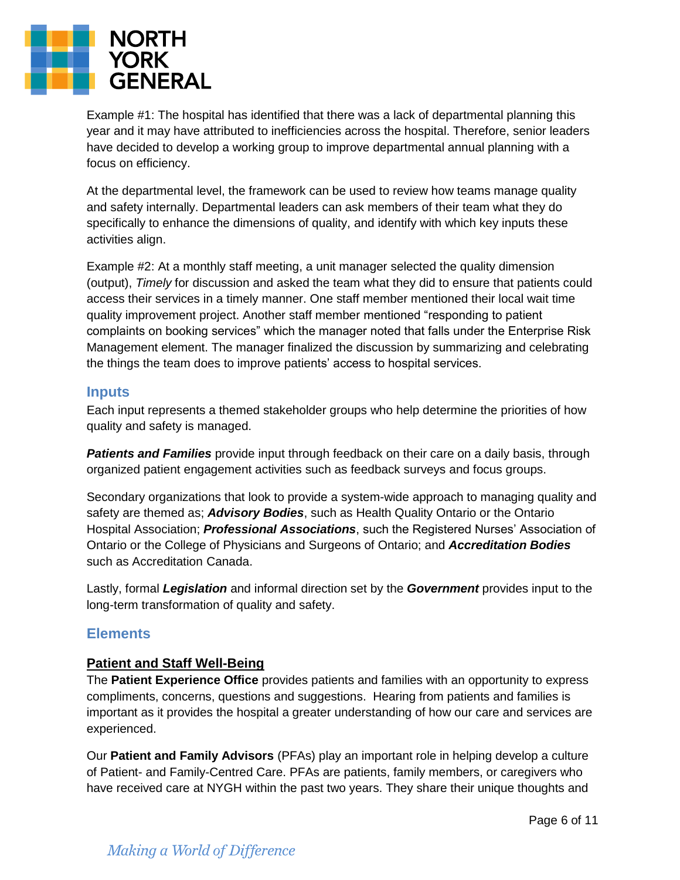Example #1: The hospital has identified that there was a lack of departmental planning this year and it may have attributed to inefficiencies across the hospital. Therefore, senior leaders have decided to develop a working group to improve departmental annual planning with a focus on efficiency.

At the departmental level, the framework can be used to review how teams manage quality and safety internally. Departmental leaders can ask members of their team what they do specifically to enhance the dimensions of quality, and identify with which key inputs these activities align.

Example #2: At a monthly staff meeting, a unit manager selected the quality dimension (output), *Timely* for discussion and asked the team what they did to ensure that patients could access their services in a timely manner. One staff member mentioned their local wait time quality improvement project. Another staff member mentioned “responding to patient complaints on booking services” which the manager noted that falls under the Enterprise Risk Management element. The manager finalized the discussion by summarizing and celebrating the things the team does to improve patients’ access to hospital services.

## Inputs

Each input represents a themed stakeholder groups who help determine the priorities of how quality and safety is managed.

***Patients and Families*** provide input through feedback on their care on a daily basis, through organized patient engagement activities such as feedback surveys and focus groups.

Secondary organizations that look to provide a system-wide approach to managing quality and safety are themed as; ***Advisory Bodies***, such as Health Quality Ontario or the Ontario Hospital Association; ***Professional Associations***, such the Registered Nurses’ Association of Ontario or the College of Physicians and Surgeons of Ontario; and ***Accreditation Bodies*** such as Accreditation Canada.

Lastly, formal ***Legislation*** and informal direction set by the ***Government*** provides input to the long-term transformation of quality and safety.

## Elements

### Patient and Staff Well-Being

The **Patient Experience Office** provides patients and families with an opportunity to express compliments, concerns, questions and suggestions. Hearing from patients and families is important as it provides the hospital a greater understanding of how our care and services are experienced.

Our **Patient and Family Advisors** (PFAs) play an important role in helping develop a culture of Patient- and Family-Centred Care. PFAs are patients, family members, or caregivers who have received care at NYGH within the past two years. They share their unique thoughts and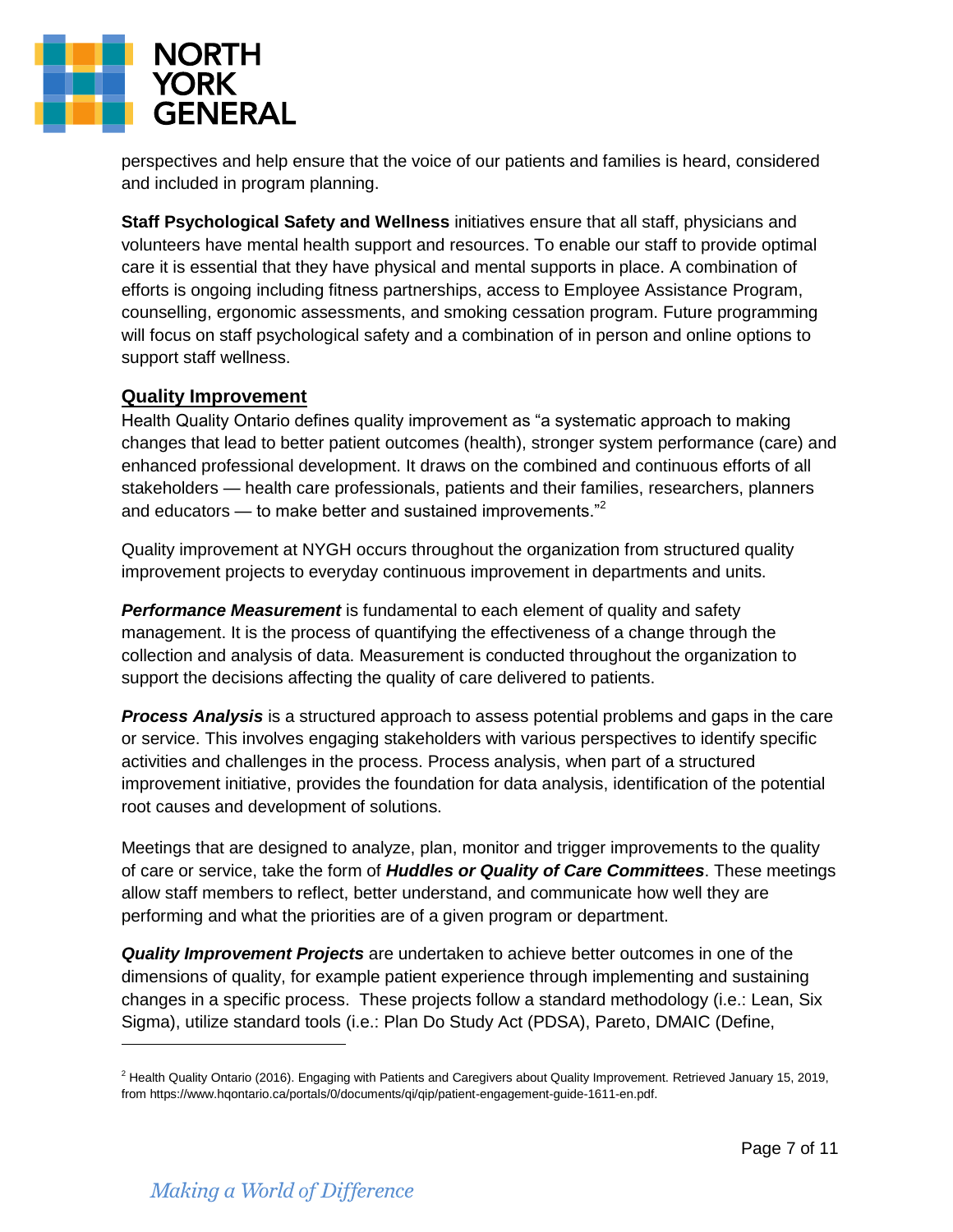perspectives and help ensure that the voice of our patients and families is heard, considered and included in program planning.

**Staff Psychological Safety and Wellness** initiatives ensure that all staff, physicians and volunteers have mental health support and resources. To enable our staff to provide optimal care it is essential that they have physical and mental supports in place. A combination of efforts is ongoing including fitness partnerships, access to Employee Assistance Program, counselling, ergonomic assessments, and smoking cessation program. Future programming will focus on staff psychological safety and a combination of in person and online options to support staff wellness.

## Quality Improvement

Health Quality Ontario defines quality improvement as "a systematic approach to making changes that lead to better patient outcomes (health), stronger system performance (care) and enhanced professional development. It draws on the combined and continuous efforts of all stakeholders — health care professionals, patients and their families, researchers, planners and educators — to make better and sustained improvements."[2]

Quality improvement at NYGH occurs throughout the organization from structured quality improvement projects to everyday continuous improvement in departments and units.

***Performance Measurement*** is fundamental to each element of quality and safety management. It is the process of quantifying the effectiveness of a change through the collection and analysis of data. Measurement is conducted throughout the organization to support the decisions affecting the quality of care delivered to patients.

***Process Analysis*** is a structured approach to assess potential problems and gaps in the care or service. This involves engaging stakeholders with various perspectives to identify specific activities and challenges in the process. Process analysis, when part of a structured improvement initiative, provides the foundation for data analysis, identification of the potential root causes and development of solutions.

Meetings that are designed to analyze, plan, monitor and trigger improvements to the quality of care or service, take the form of ***Huddles or Quality of Care Committees***. These meetings allow staff members to reflect, better understand, and communicate how well they are performing and what the priorities are of a given program or department.

***Quality Improvement Projects*** are undertaken to achieve better outcomes in one of the dimensions of quality, for example patient experience through implementing and sustaining changes in a specific process. These projects follow a standard methodology (i.e.: Lean, Six Sigma), utilize standard tools (i.e.: Plan Do Study Act (PDSA), Pareto, DMAIC (Define,

---

[2] Health Quality Ontario (2016). Engaging with Patients and Caregivers about Quality Improvement. Retrieved January 15, 2019, from https://www.hqontario.ca/portals/0/documents/qi/qip/patient-engagement-guide-1611-en.pdf.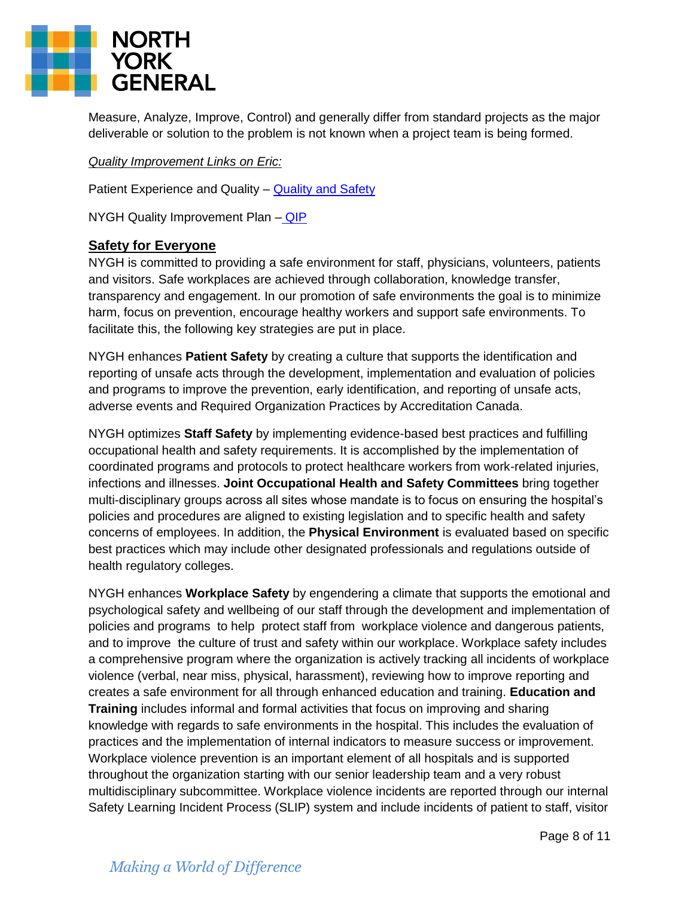Measure, Analyze, Improve, Control) and generally differ from standard projects as the major deliverable or solution to the problem is not known when a project team is being formed.

*Quality Improvement Links on Eric:*

Patient Experience and Quality – [Quality and Safety]

NYGH Quality Improvement Plan – [QIP]

## Safety for Everyone

NYGH is committed to providing a safe environment for staff, physicians, volunteers, patients and visitors. Safe workplaces are achieved through collaboration, knowledge transfer, transparency and engagement. In our promotion of safe environments the goal is to minimize harm, focus on prevention, encourage healthy workers and support safe environments. To facilitate this, the following key strategies are put in place.

NYGH enhances **Patient Safety** by creating a culture that supports the identification and reporting of unsafe acts through the development, implementation and evaluation of policies and programs to improve the prevention, early identification, and reporting of unsafe acts, adverse events and Required Organization Practices by Accreditation Canada.

NYGH optimizes **Staff Safety** by implementing evidence-based best practices and fulfilling occupational health and safety requirements. It is accomplished by the implementation of coordinated programs and protocols to protect healthcare workers from work-related injuries, infections and illnesses. **Joint Occupational Health and Safety Committees** bring together multi-disciplinary groups across all sites whose mandate is to focus on ensuring the hospital's policies and procedures are aligned to existing legislation and to specific health and safety concerns of employees. In addition, the **Physical Environment** is evaluated based on specific best practices which may include other designated professionals and regulations outside of health regulatory colleges.

NYGH enhances **Workplace Safety** by engendering a climate that supports the emotional and psychological safety and wellbeing of our staff through the development and implementation of policies and programs to help protect staff from workplace violence and dangerous patients, and to improve the culture of trust and safety within our workplace. Workplace safety includes a comprehensive program where the organization is actively tracking all incidents of workplace violence (verbal, near miss, physical, harassment), reviewing how to improve reporting and creates a safe environment for all through enhanced education and training. **Education and Training** includes informal and formal activities that focus on improving and sharing knowledge with regards to safe environments in the hospital. This includes the evaluation of practices and the implementation of internal indicators to measure success or improvement. Workplace violence prevention is an important element of all hospitals and is supported throughout the organization starting with our senior leadership team and a very robust multidisciplinary subcommittee. Workplace violence incidents are reported through our internal Safety Learning Incident Process (SLIP) system and include incidents of patient to staff, visitor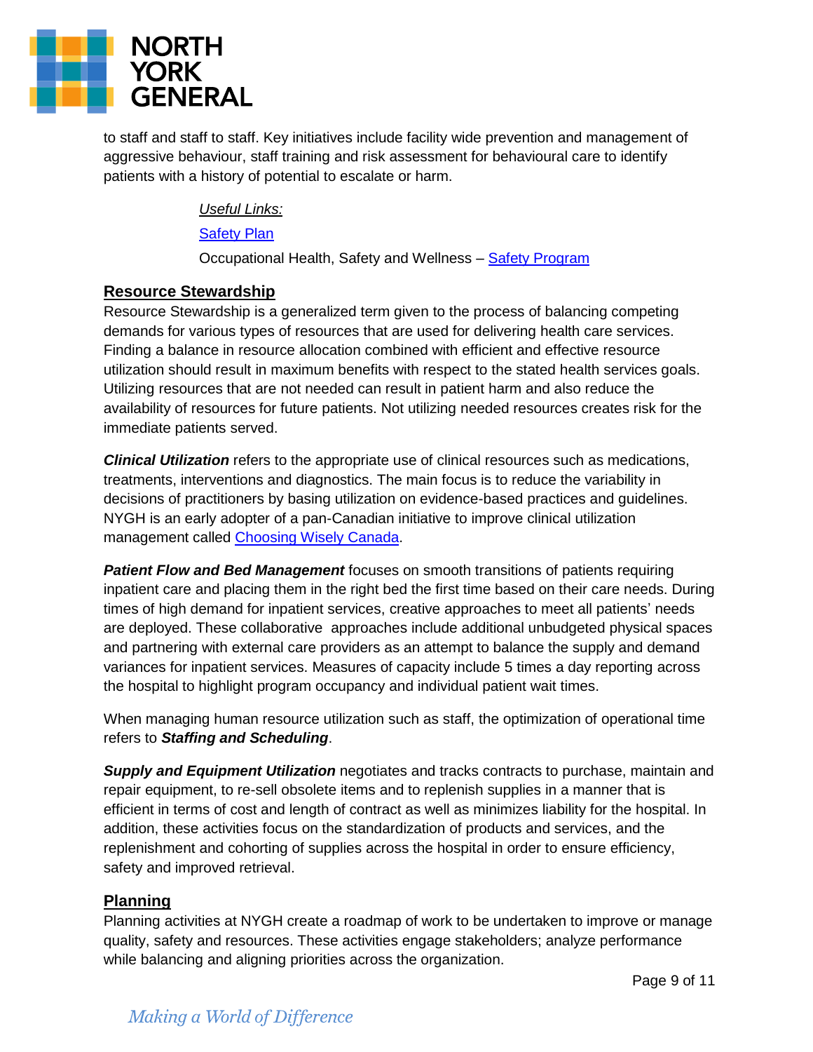to staff and staff to staff. Key initiatives include facility wide prevention and management of aggressive behaviour, staff training and risk assessment for behavioural care to identify patients with a history of potential to escalate or harm.

*Useful Links:*

Safety Plan

Occupational Health, Safety and Wellness – Safety Program

## Resource Stewardship

Resource Stewardship is a generalized term given to the process of balancing competing demands for various types of resources that are used for delivering health care services. Finding a balance in resource allocation combined with efficient and effective resource utilization should result in maximum benefits with respect to the stated health services goals. Utilizing resources that are not needed can result in patient harm and also reduce the availability of resources for future patients. Not utilizing needed resources creates risk for the immediate patients served.

***Clinical Utilization*** refers to the appropriate use of clinical resources such as medications, treatments, interventions and diagnostics. The main focus is to reduce the variability in decisions of practitioners by basing utilization on evidence-based practices and guidelines. NYGH is an early adopter of a pan-Canadian initiative to improve clinical utilization management called Choosing Wisely Canada.

***Patient Flow and Bed Management*** focuses on smooth transitions of patients requiring inpatient care and placing them in the right bed the first time based on their care needs. During times of high demand for inpatient services, creative approaches to meet all patients' needs are deployed. These collaborative approaches include additional unbudgeted physical spaces and partnering with external care providers as an attempt to balance the supply and demand variances for inpatient services. Measures of capacity include 5 times a day reporting across the hospital to highlight program occupancy and individual patient wait times.

When managing human resource utilization such as staff, the optimization of operational time refers to ***Staffing and Scheduling***.

***Supply and Equipment Utilization*** negotiates and tracks contracts to purchase, maintain and repair equipment, to re-sell obsolete items and to replenish supplies in a manner that is efficient in terms of cost and length of contract as well as minimizes liability for the hospital. In addition, these activities focus on the standardization of products and services, and the replenishment and cohorting of supplies across the hospital in order to ensure efficiency, safety and improved retrieval.

## Planning

Planning activities at NYGH create a roadmap of work to be undertaken to improve or manage quality, safety and resources. These activities engage stakeholders; analyze performance while balancing and aligning priorities across the organization.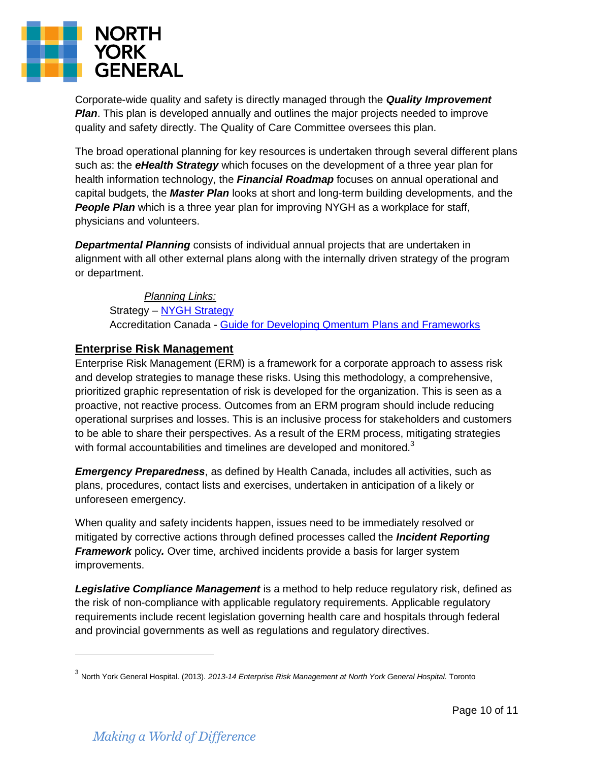Corporate-wide quality and safety is directly managed through the ***Quality Improvement Plan***. This plan is developed annually and outlines the major projects needed to improve quality and safety directly. The Quality of Care Committee oversees this plan.

The broad operational planning for key resources is undertaken through several different plans such as: the ***eHealth Strategy*** which focuses on the development of a three year plan for health information technology, the ***Financial Roadmap*** focuses on annual operational and capital budgets, the ***Master Plan*** looks at short and long-term building developments, and the ***People Plan*** which is a three year plan for improving NYGH as a workplace for staff, physicians and volunteers.

***Departmental Planning*** consists of individual annual projects that are undertaken in alignment with all other external plans along with the internally driven strategy of the program or department.

*Planning Links:*
Strategy – NYGH Strategy
Accreditation Canada - Guide for Developing Qmentum Plans and Frameworks

## Enterprise Risk Management

Enterprise Risk Management (ERM) is a framework for a corporate approach to assess risk and develop strategies to manage these risks. Using this methodology, a comprehensive, prioritized graphic representation of risk is developed for the organization. This is seen as a proactive, not reactive process. Outcomes from an ERM program should include reducing operational surprises and losses. This is an inclusive process for stakeholders and customers to be able to share their perspectives. As a result of the ERM process, mitigating strategies with formal accountabilities and timelines are developed and monitored.[3]

***Emergency Preparedness***, as defined by Health Canada, includes all activities, such as plans, procedures, contact lists and exercises, undertaken in anticipation of a likely or unforeseen emergency.

When quality and safety incidents happen, issues need to be immediately resolved or mitigated by corrective actions through defined processes called the ***Incident Reporting Framework*** policy**.** Over time, archived incidents provide a basis for larger system improvements.

***Legislative Compliance Management*** is a method to help reduce regulatory risk, defined as the risk of non-compliance with applicable regulatory requirements. Applicable regulatory requirements include recent legislation governing health care and hospitals through federal and provincial governments as well as regulations and regulatory directives.

---

[3] North York General Hospital. (2013). *2013-14 Enterprise Risk Management at North York General Hospital.* Toronto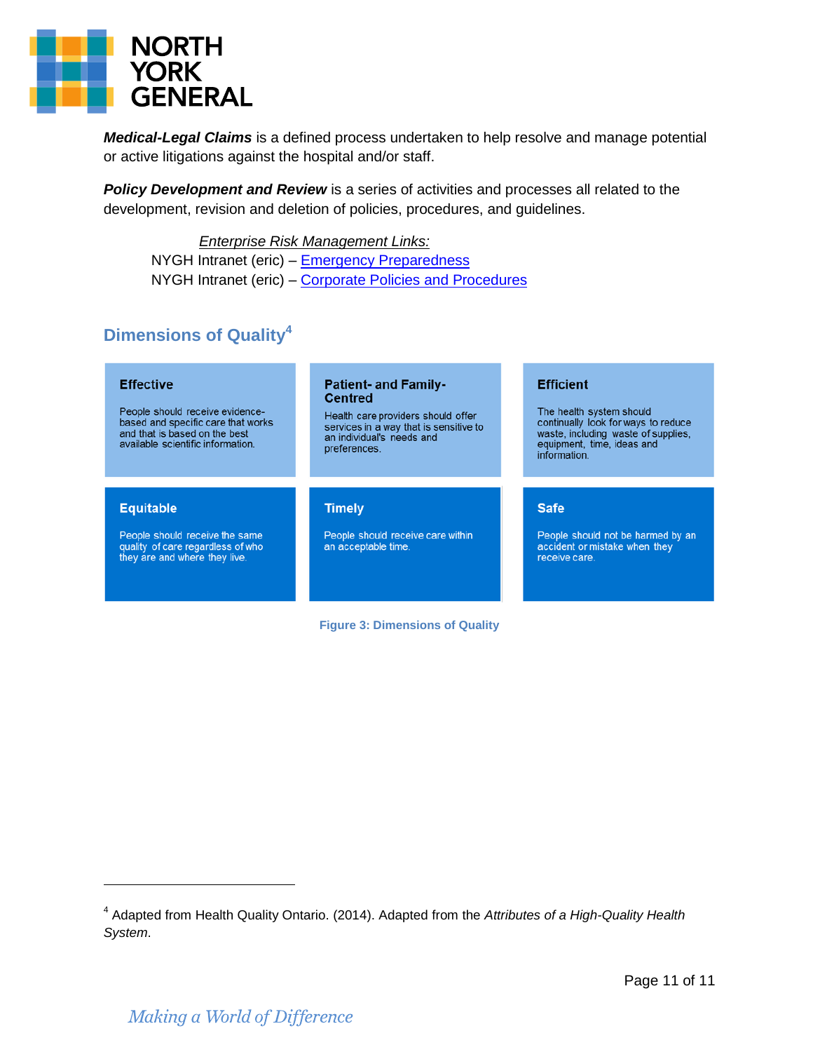***Medical-Legal Claims*** is a defined process undertaken to help resolve and manage potential or active litigations against the hospital and/or staff.

***Policy Development and Review*** is a series of activities and processes all related to the development, revision and deletion of policies, procedures, and guidelines.

*Enterprise Risk Management Links:*

NYGH Intranet (eric) – Emergency Preparedness

NYGH Intranet (eric) – Corporate Policies and Procedures

## Dimensions of Quality[4]

**Effective**

People should receive evidence-based and specific care that works and that is based on the best available scientific information.

**Patient- and Family-Centred**

Health care providers should offer services in a way that is sensitive to an individual's needs and preferences.

**Efficient**

The health system should continually look for ways to reduce waste, including waste of supplies, equipment, time, ideas and information.

**Equitable**

People should receive the same quality of care regardless of who they are and where they live.

**Timely**

People should receive care within an acceptable time.

**Safe**

People should not be harmed by an accident or mistake when they receive care.

**Figure 3: Dimensions of Quality**

[4] Adapted from Health Quality Ontario. (2014). Adapted from the *Attributes of a High-Quality Health System*.

*Making a World of Difference*